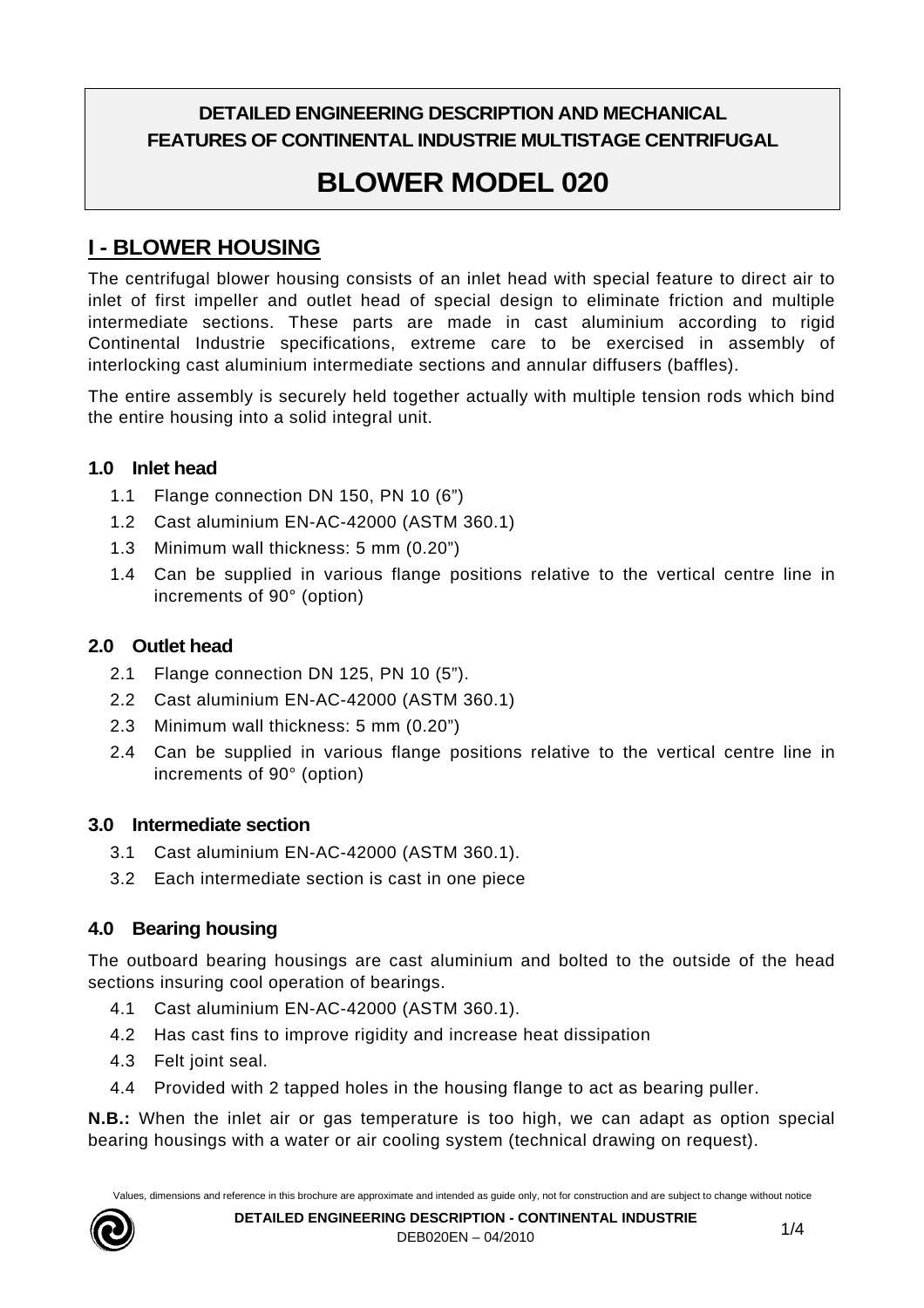# DETAILED ENGINEERING DESCRIPTION AND MECHANICAL FEATURES OF CONTINENTAL INDUSTRIE MULTISTAGE CENTRIFUGAL

# BLOWER MODEL 020

## I - BLOWER HOUSING

The centrifugal blower housing consists of an inlet head with special feature to direct air to inlet of first impeller and outlet head of special design to eliminate friction and multiple intermediate sections. These parts are made in cast aluminium according to rigid Continental Industrie specifications, extreme care to be exercised in assembly of interlocking cast aluminium intermediate sections and annular diffusers (baffles).

The entire assembly is securely held together actually with multiple tension rods which bind the entire housing into a solid integral unit.

### 1.0 Inlet head

1.1 Flange connection DN 150, PN 10 (6")
1.2 Cast aluminium EN-AC-42000 (ASTM 360.1)
1.3 Minimum wall thickness: 5 mm (0.20")
1.4 Can be supplied in various flange positions relative to the vertical centre line in increments of 90° (option)

### 2.0 Outlet head

2.1 Flange connection DN 125, PN 10 (5").
2.2 Cast aluminium EN-AC-42000 (ASTM 360.1)
2.3 Minimum wall thickness: 5 mm (0.20")
2.4 Can be supplied in various flange positions relative to the vertical centre line in increments of 90° (option)

### 3.0 Intermediate section

3.1 Cast aluminium EN-AC-42000 (ASTM 360.1).
3.2 Each intermediate section is cast in one piece

### 4.0 Bearing housing

The outboard bearing housings are cast aluminium and bolted to the outside of the head sections insuring cool operation of bearings.

4.1 Cast aluminium EN-AC-42000 (ASTM 360.1).
4.2 Has cast fins to improve rigidity and increase heat dissipation
4.3 Felt joint seal.
4.4 Provided with 2 tapped holes in the housing flange to act as bearing puller.

**N.B.:** When the inlet air or gas temperature is too high, we can adapt as option special bearing housings with a water or air cooling system (technical drawing on request).

Values, dimensions and reference in this brochure are approximate and intended as guide only, not for construction and are subject to change without notice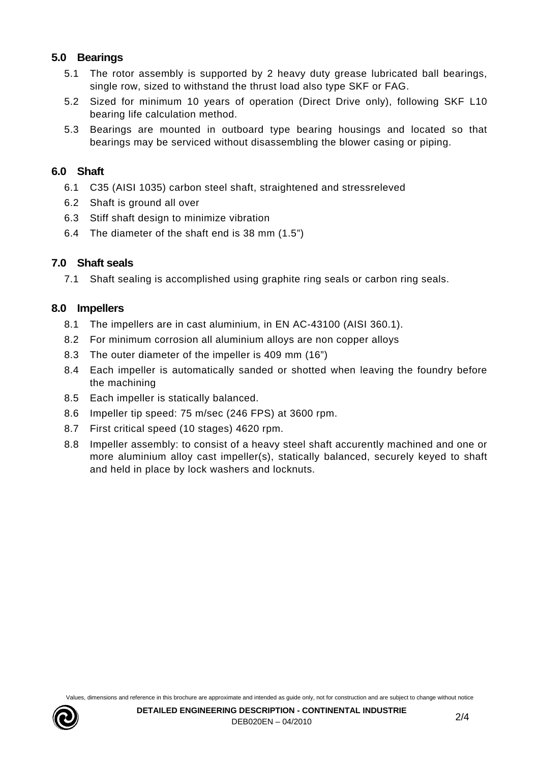## 5.0 Bearings

5.1 The rotor assembly is supported by 2 heavy duty grease lubricated ball bearings, single row, sized to withstand the thrust load also type SKF or FAG.

5.2 Sized for minimum 10 years of operation (Direct Drive only), following SKF L10 bearing life calculation method.

5.3 Bearings are mounted in outboard type bearing housings and located so that bearings may be serviced without disassembling the blower casing or piping.

## 6.0 Shaft

6.1 C35 (AISI 1035) carbon steel shaft, straightened and stressreleved

6.2 Shaft is ground all over

6.3 Stiff shaft design to minimize vibration

6.4 The diameter of the shaft end is 38 mm (1.5")

## 7.0 Shaft seals

7.1 Shaft sealing is accomplished using graphite ring seals or carbon ring seals.

## 8.0 Impellers

8.1 The impellers are in cast aluminium, in EN AC-43100 (AISI 360.1).

8.2 For minimum corrosion all aluminium alloys are non copper alloys

8.3 The outer diameter of the impeller is 409 mm (16")

8.4 Each impeller is automatically sanded or shotted when leaving the foundry before the machining

8.5 Each impeller is statically balanced.

8.6 Impeller tip speed: 75 m/sec (246 FPS) at 3600 rpm.

8.7 First critical speed (10 stages) 4620 rpm.

8.8 Impeller assembly: to consist of a heavy steel shaft accurently machined and one or more aluminium alloy cast impeller(s), statically balanced, securely keyed to shaft and held in place by lock washers and locknuts.

Values, dimensions and reference in this brochure are approximate and intended as guide only, not for construction and are subject to change without notice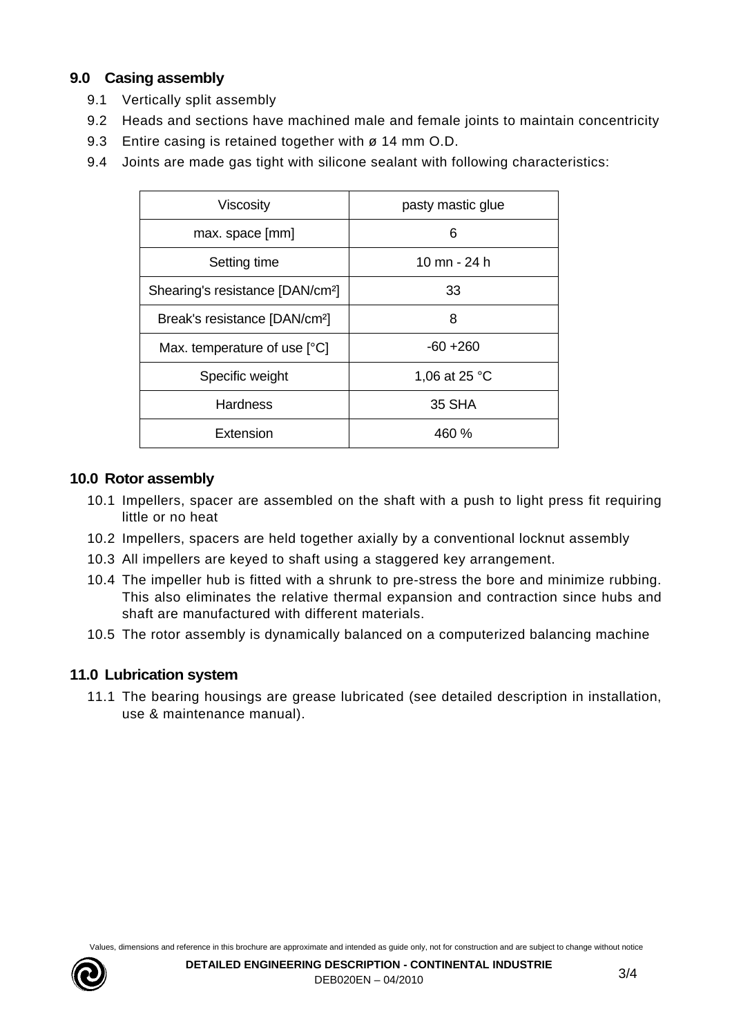## 9.0 Casing assembly

9.1 Vertically split assembly

9.2 Heads and sections have machined male and female joints to maintain concentricity

9.3 Entire casing is retained together with ø 14 mm O.D.

9.4 Joints are made gas tight with silicone sealant with following characteristics:

| Viscosity | pasty mastic glue |
|---|---|
| max. space [mm] | 6 |
| Setting time | 10 mn - 24 h |
| Shearing's resistance [DAN/cm²] | 33 |
| Break's resistance [DAN/cm²] | 8 |
| Max. temperature of use [°C] | -60 +260 |
| Specific weight | 1,06 at 25 °C |
| Hardness | 35 SHA |
| Extension | 460 % |

## 10.0 Rotor assembly

10.1 Impellers, spacer are assembled on the shaft with a push to light press fit requiring little or no heat

10.2 Impellers, spacers are held together axially by a conventional locknut assembly

10.3 All impellers are keyed to shaft using a staggered key arrangement.

10.4 The impeller hub is fitted with a shrunk to pre-stress the bore and minimize rubbing. This also eliminates the relative thermal expansion and contraction since hubs and shaft are manufactured with different materials.

10.5 The rotor assembly is dynamically balanced on a computerized balancing machine

## 11.0 Lubrication system

11.1 The bearing housings are grease lubricated (see detailed description in installation, use & maintenance manual).

Values, dimensions and reference in this brochure are approximate and intended as guide only, not for construction and are subject to change without notice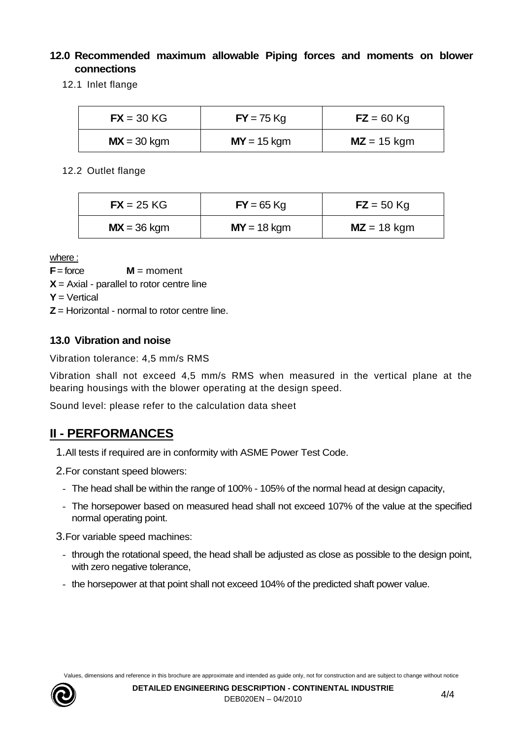## 12.0 Recommended maximum allowable Piping forces and moments on blower connections

12.1 Inlet flange

| | | |
|---|---|---|
| **FX** = 30 KG | **FY** = 75 Kg | **FZ** = 60 Kg |
| **MX** = 30 kgm | **MY** = 15 kgm | **MZ** = 15 kgm |

12.2 Outlet flange

| | | |
|---|---|---|
| **FX** = 25 KG | **FY** = 65 Kg | **FZ** = 50 Kg |
| **MX** = 36 kgm | **MY** = 18 kgm | **MZ** = 18 kgm |

where :

**F** = force **M** = moment

**X** = Axial - parallel to rotor centre line

**Y** = Vertical

**Z** = Horizontal - normal to rotor centre line.

## 13.0 Vibration and noise

Vibration tolerance: 4,5 mm/s RMS

Vibration shall not exceed 4,5 mm/s RMS when measured in the vertical plane at the bearing housings with the blower operating at the design speed.

Sound level: please refer to the calculation data sheet

# II - PERFORMANCES

1. All tests if required are in conformity with ASME Power Test Code.

2. For constant speed blowers:
   - The head shall be within the range of 100% - 105% of the normal head at design capacity,
   - The horsepower based on measured head shall not exceed 107% of the value at the specified normal operating point.

3. For variable speed machines:
   - through the rotational speed, the head shall be adjusted as close as possible to the design point, with zero negative tolerance,
   - the horsepower at that point shall not exceed 104% of the predicted shaft power value.

Values, dimensions and reference in this brochure are approximate and intended as guide only, not for construction and are subject to change without notice

**DETAILED ENGINEERING DESCRIPTION - CONTINENTAL INDUSTRIE**

DEB020EN – 04/2010